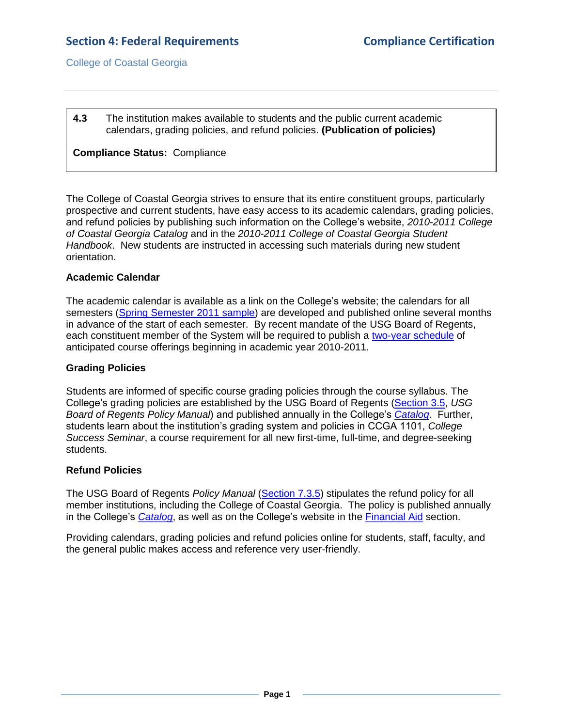**4.3** The institution makes available to students and the public current academic calendars, grading policies, and refund policies. **(Publication of policies)**

**Compliance Status:** Compliance

The College of Coastal Georgia strives to ensure that its entire constituent groups, particularly prospective and current students, have easy access to its academic calendars, grading policies, and refund policies by publishing such information on the College's website, *2010-2011 College of Coastal Georgia Catalog* and in the *2010-2011 College of Coastal Georgia Student Handbook*. New students are instructed in accessing such materials during new student orientation.

**Academic Calendar**

The academic calendar is available as a link on the College's website; the calendars for all semesters (Spring Semester 2011 sample) are developed and published online several months in advance of the start of each semester. By recent mandate of the USG Board of Regents, each constituent member of the System will be required to publish a two-year schedule of anticipated course offerings beginning in academic year 2010-2011.

**Grading Policies**

Students are informed of specific course grading policies through the course syllabus. The College's grading policies are established by the USG Board of Regents (Section 3.5, *USG Board of Regents Policy Manual*) and published annually in the College's *Catalog*. Further, students learn about the institution's grading system and policies in CCGA 1101, *College Success Seminar*, a course requirement for all new first-time, full-time, and degree-seeking students.

**Refund Policies**

The USG Board of Regents *Policy Manual* (Section 7.3.5) stipulates the refund policy for all member institutions, including the College of Coastal Georgia. The policy is published annually in the College's *Catalog*, as well as on the College's website in the Financial Aid section.

Providing calendars, grading policies and refund policies online for students, staff, faculty, and the general public makes access and reference very user-friendly.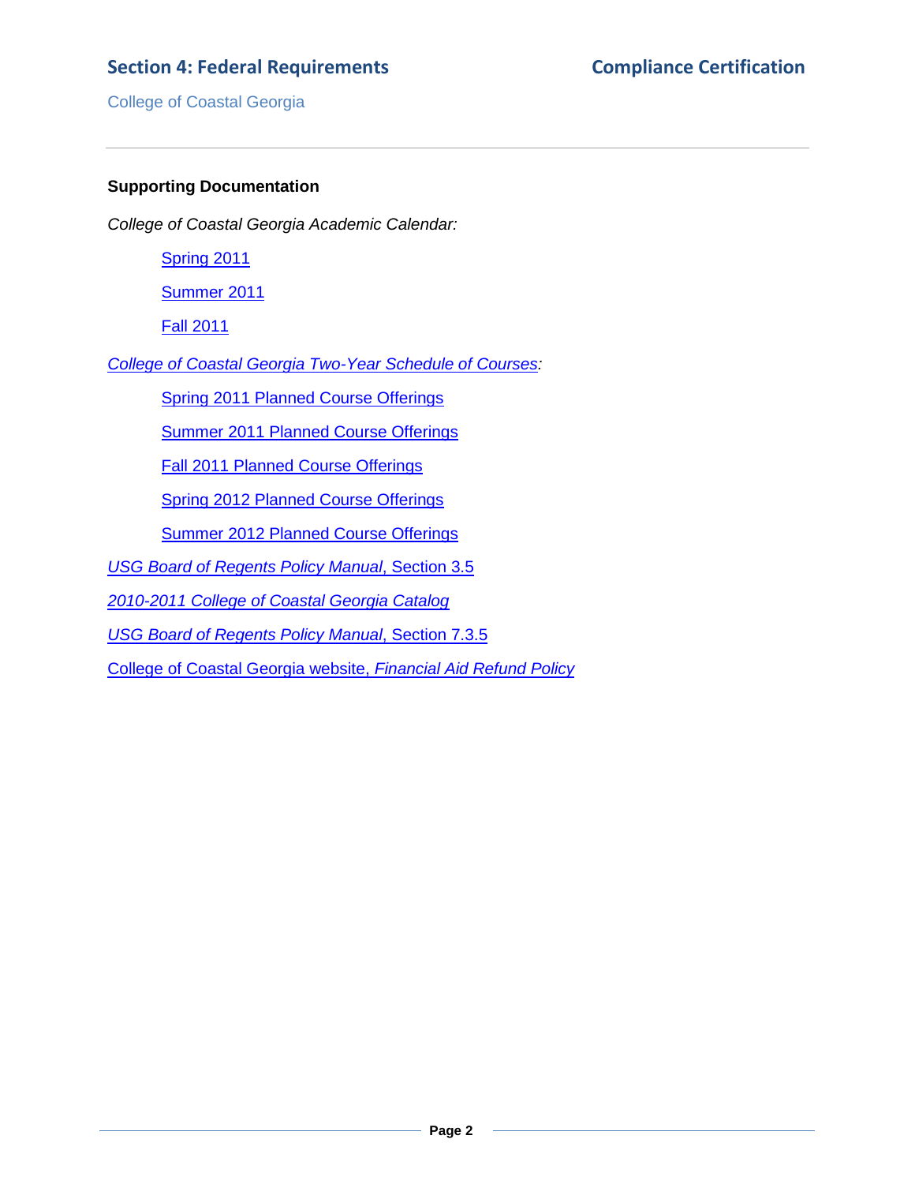**Supporting Documentation**

*College of Coastal Georgia Academic Calendar:*

- Spring 2011
- Summer 2011
- Fall 2011

*College of Coastal Georgia Two-Year Schedule of Courses:*

- Spring 2011 Planned Course Offerings
- Summer 2011 Planned Course Offerings
- Fall 2011 Planned Course Offerings
- Spring 2012 Planned Course Offerings
- Summer 2012 Planned Course Offerings

*USG Board of Regents Policy Manual*, Section 3.5

*2010-2011 College of Coastal Georgia Catalog*

*USG Board of Regents Policy Manual*, Section 7.3.5

College of Coastal Georgia website, *Financial Aid Refund Policy*